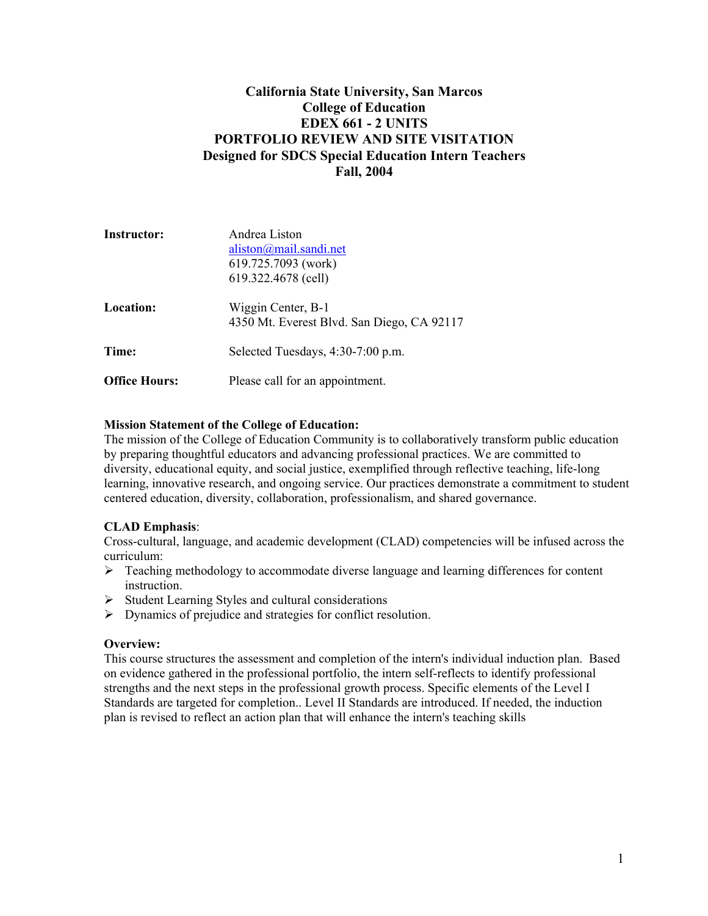# California State University, San Marcos
## College of Education
## EDEX 661 - 2 UNITS
## PORTFOLIO REVIEW AND SITE VISITATION
## Designed for SDCS Special Education Intern Teachers
## Fall, 2004

| | |
|---|---|
| **Instructor:** | Andrea Liston<br>aliston@mail.sandi.net<br>619.725.7093 (work)<br>619.322.4678 (cell) |
| **Location:** | Wiggin Center, B-1<br>4350 Mt. Everest Blvd. San Diego, CA 92117 |
| **Time:** | Selected Tuesdays, 4:30-7:00 p.m. |
| **Office Hours:** | Please call for an appointment. |

**Mission Statement of the College of Education:**
The mission of the College of Education Community is to collaboratively transform public education by preparing thoughtful educators and advancing professional practices. We are committed to diversity, educational equity, and social justice, exemplified through reflective teaching, life-long learning, innovative research, and ongoing service. Our practices demonstrate a commitment to student centered education, diversity, collaboration, professionalism, and shared governance.

**CLAD Emphasis**:
Cross-cultural, language, and academic development (CLAD) competencies will be infused across the curriculum:

- Teaching methodology to accommodate diverse language and learning differences for content instruction.
- Student Learning Styles and cultural considerations
- Dynamics of prejudice and strategies for conflict resolution.

**Overview:**
This course structures the assessment and completion of the intern's individual induction plan. Based on evidence gathered in the professional portfolio, the intern self-reflects to identify professional strengths and the next steps in the professional growth process. Specific elements of the Level I Standards are targeted for completion.. Level II Standards are introduced. If needed, the induction plan is revised to reflect an action plan that will enhance the intern's teaching skills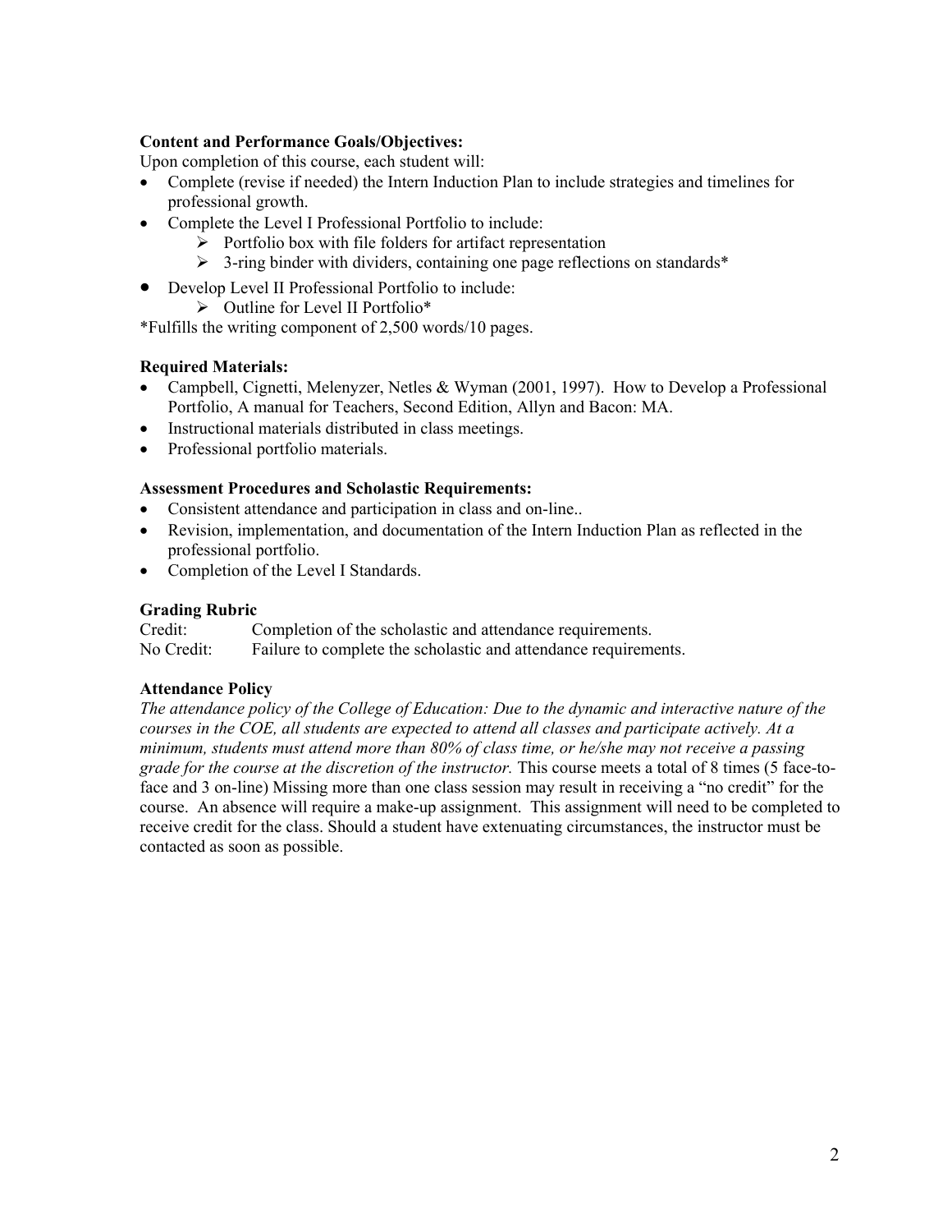**Content and Performance Goals/Objectives:**

Upon completion of this course, each student will:

- Complete (revise if needed) the Intern Induction Plan to include strategies and timelines for professional growth.
- Complete the Level I Professional Portfolio to include:
  - Portfolio box with file folders for artifact representation
  - 3-ring binder with dividers, containing one page reflections on standards*
- Develop Level II Professional Portfolio to include:
  - Outline for Level II Portfolio*

*Fulfills the writing component of 2,500 words/10 pages.

**Required Materials:**

- Campbell, Cignetti, Melenyzer, Netles & Wyman (2001, 1997). How to Develop a Professional Portfolio, A manual for Teachers, Second Edition, Allyn and Bacon: MA.
- Instructional materials distributed in class meetings.
- Professional portfolio materials.

**Assessment Procedures and Scholastic Requirements:**

- Consistent attendance and participation in class and on-line..
- Revision, implementation, and documentation of the Intern Induction Plan as reflected in the professional portfolio.
- Completion of the Level I Standards.

**Grading Rubric**

Credit: Completion of the scholastic and attendance requirements.
No Credit: Failure to complete the scholastic and attendance requirements.

**Attendance Policy**

*The attendance policy of the College of Education: Due to the dynamic and interactive nature of the courses in the COE, all students are expected to attend all classes and participate actively. At a minimum, students must attend more than 80% of class time, or he/she may not receive a passing grade for the course at the discretion of the instructor.* This course meets a total of 8 times (5 face-to-face and 3 on-line) Missing more than one class session may result in receiving a "no credit" for the course. An absence will require a make-up assignment. This assignment will need to be completed to receive credit for the class. Should a student have extenuating circumstances, the instructor must be contacted as soon as possible.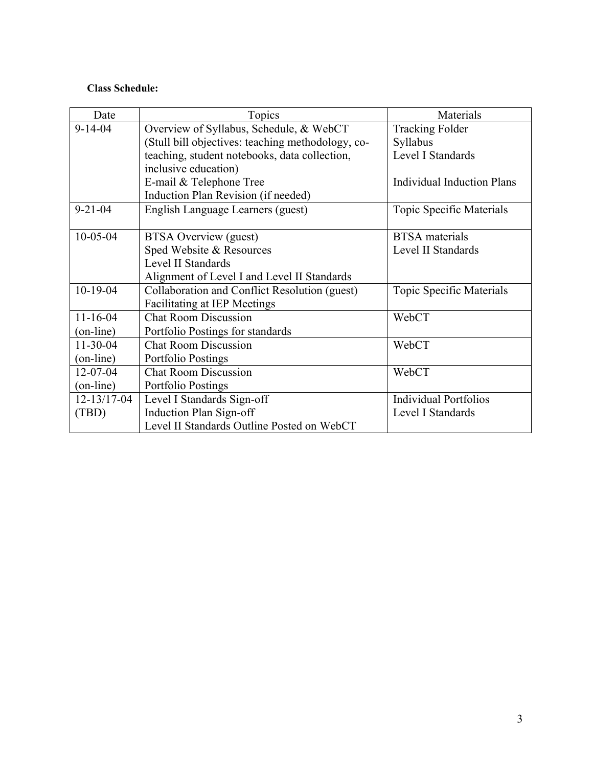**Class Schedule:**

| Date | Topics | Materials |
|---|---|---|
| 9-14-04 | Overview of Syllabus, Schedule, & WebCT (Stull bill objectives: teaching methodology, co-teaching, student notebooks, data collection, inclusive education) E-mail & Telephone Tree Induction Plan Revision (if needed) | Tracking Folder Syllabus Level I Standards Individual Induction Plans |
| 9-21-04 | English Language Learners (guest) | Topic Specific Materials |
| 10-05-04 | BTSA Overview (guest) Sped Website & Resources Level II Standards Alignment of Level I and Level II Standards | BTSA materials Level II Standards |
| 10-19-04 | Collaboration and Conflict Resolution (guest) Facilitating at IEP Meetings | Topic Specific Materials |
| 11-16-04 (on-line) | Chat Room Discussion Portfolio Postings for standards | WebCT |
| 11-30-04 (on-line) | Chat Room Discussion Portfolio Postings | WebCT |
| 12-07-04 (on-line) | Chat Room Discussion Portfolio Postings | WebCT |
| 12-13/17-04 (TBD) | Level I Standards Sign-off Induction Plan Sign-off Level II Standards Outline Posted on WebCT | Individual Portfolios Level I Standards |